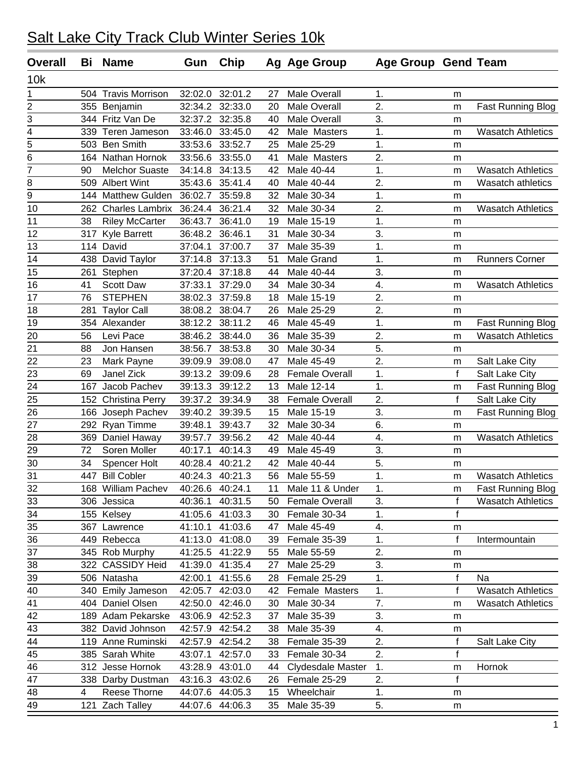# Salt Lake City Track Club Winter Series 10k

| Overall | Bi | Name | Gun | Chip | Ag | Age Group | Age Group | Gend | Team |
|---|---|---|---|---|---|---|---|---|---|
| 10k | | | | | | | | | |
| 1 | 504 | Travis Morrison | 32:02.0 | 32:01.2 | 27 | Male Overall | 1. | m | |
| 2 | 355 | Benjamin | 32:34.2 | 32:33.0 | 20 | Male Overall | 2. | m | Fast Running Blog |
| 3 | 344 | Fritz Van De | 32:37.2 | 32:35.8 | 40 | Male Overall | 3. | m | |
| 4 | 339 | Teren Jameson | 33:46.0 | 33:45.0 | 42 | Male Masters | 1. | m | Wasatch Athletics |
| 5 | 503 | Ben Smith | 33:53.6 | 33:52.7 | 25 | Male 25-29 | 1. | m | |
| 6 | 164 | Nathan Hornok | 33:56.6 | 33:55.0 | 41 | Male Masters | 2. | m | |
| 7 | 90 | Melchor Suaste | 34:14.8 | 34:13.5 | 42 | Male 40-44 | 1. | m | Wasatch Athletics |
| 8 | 509 | Albert Wint | 35:43.6 | 35:41.4 | 40 | Male 40-44 | 2. | m | Wasatch athletics |
| 9 | 144 | Matthew Gulden | 36:02.7 | 35:59.8 | 32 | Male 30-34 | 1. | m | |
| 10 | 262 | Charles Lambrix | 36:24.4 | 36:21.4 | 32 | Male 30-34 | 2. | m | Wasatch Athletics |
| 11 | 38 | Riley McCarter | 36:43.7 | 36:41.0 | 19 | Male 15-19 | 1. | m | |
| 12 | 317 | Kyle Barrett | 36:48.2 | 36:46.1 | 31 | Male 30-34 | 3. | m | |
| 13 | 114 | David | 37:04.1 | 37:00.7 | 37 | Male 35-39 | 1. | m | |
| 14 | 438 | David Taylor | 37:14.8 | 37:13.3 | 51 | Male Grand | 1. | m | Runners Corner |
| 15 | 261 | Stephen | 37:20.4 | 37:18.8 | 44 | Male 40-44 | 3. | m | |
| 16 | 41 | Scott Daw | 37:33.1 | 37:29.0 | 34 | Male 30-34 | 4. | m | Wasatch Athletics |
| 17 | 76 | STEPHEN | 38:02.3 | 37:59.8 | 18 | Male 15-19 | 2. | m | |
| 18 | 281 | Taylor Call | 38:08.2 | 38:04.7 | 26 | Male 25-29 | 2. | m | |
| 19 | 354 | Alexander | 38:12.2 | 38:11.2 | 46 | Male 45-49 | 1. | m | Fast Running Blog |
| 20 | 56 | Levi Pace | 38:46.2 | 38:44.0 | 36 | Male 35-39 | 2. | m | Wasatch Athletics |
| 21 | 88 | Jon Hansen | 38:56.7 | 38:53.8 | 30 | Male 30-34 | 5. | m | |
| 22 | 23 | Mark Payne | 39:09.9 | 39:08.0 | 47 | Male 45-49 | 2. | m | Salt Lake City |
| 23 | 69 | Janel Zick | 39:13.2 | 39:09.6 | 28 | Female Overall | 1. | f | Salt Lake City |
| 24 | 167 | Jacob Pachev | 39:13.3 | 39:12.2 | 13 | Male 12-14 | 1. | m | Fast Running Blog |
| 25 | 152 | Christina Perry | 39:37.2 | 39:34.9 | 38 | Female Overall | 2. | f | Salt Lake City |
| 26 | 166 | Joseph Pachev | 39:40.2 | 39:39.5 | 15 | Male 15-19 | 3. | m | Fast Running Blog |
| 27 | 292 | Ryan Timme | 39:48.1 | 39:43.7 | 32 | Male 30-34 | 6. | m | |
| 28 | 369 | Daniel Haway | 39:57.7 | 39:56.2 | 42 | Male 40-44 | 4. | m | Wasatch Athletics |
| 29 | 72 | Soren Moller | 40:17.1 | 40:14.3 | 49 | Male 45-49 | 3. | m | |
| 30 | 34 | Spencer Holt | 40:28.4 | 40:21.2 | 42 | Male 40-44 | 5. | m | |
| 31 | 447 | Bill Cobler | 40:24.3 | 40:21.3 | 56 | Male 55-59 | 1. | m | Wasatch Athletics |
| 32 | 168 | William Pachev | 40:26.6 | 40:24.1 | 11 | Male 11 & Under | 1. | m | Fast Running Blog |
| 33 | 306 | Jessica | 40:36.1 | 40:31.5 | 50 | Female Overall | 3. | f | Wasatch Athletics |
| 34 | 155 | Kelsey | 41:05.6 | 41:03.3 | 30 | Female 30-34 | 1. | f | |
| 35 | 367 | Lawrence | 41:10.1 | 41:03.6 | 47 | Male 45-49 | 4. | m | |
| 36 | 449 | Rebecca | 41:13.0 | 41:08.0 | 39 | Female 35-39 | 1. | f | Intermountain |
| 37 | 345 | Rob Murphy | 41:25.5 | 41:22.9 | 55 | Male 55-59 | 2. | m | |
| 38 | 322 | CASSIDY Heid | 41:39.0 | 41:35.4 | 27 | Male 25-29 | 3. | m | |
| 39 | 506 | Natasha | 42:00.1 | 41:55.6 | 28 | Female 25-29 | 1. | f | Na |
| 40 | 340 | Emily Jameson | 42:05.7 | 42:03.0 | 42 | Female Masters | 1. | f | Wasatch Athletics |
| 41 | 404 | Daniel Olsen | 42:50.0 | 42:46.0 | 30 | Male 30-34 | 7. | m | Wasatch Athletics |
| 42 | 189 | Adam Pekarske | 43:06.9 | 42:52.3 | 37 | Male 35-39 | 3. | m | |
| 43 | 382 | David Johnson | 42:57.9 | 42:54.2 | 38 | Male 35-39 | 4. | m | |
| 44 | 119 | Anne Ruminski | 42:57.9 | 42:54.2 | 38 | Female 35-39 | 2. | f | Salt Lake City |
| 45 | 385 | Sarah White | 43:07.1 | 42:57.0 | 33 | Female 30-34 | 2. | f | |
| 46 | 312 | Jesse Hornok | 43:28.9 | 43:01.0 | 44 | Clydesdale Master | 1. | m | Hornok |
| 47 | 338 | Darby Dustman | 43:16.3 | 43:02.6 | 26 | Female 25-29 | 2. | f | |
| 48 | 4 | Reese Thorne | 44:07.6 | 44:05.3 | 15 | Wheelchair | 1. | m | |
| 49 | 121 | Zach Talley | 44:07.6 | 44:06.3 | 35 | Male 35-39 | 5. | m | |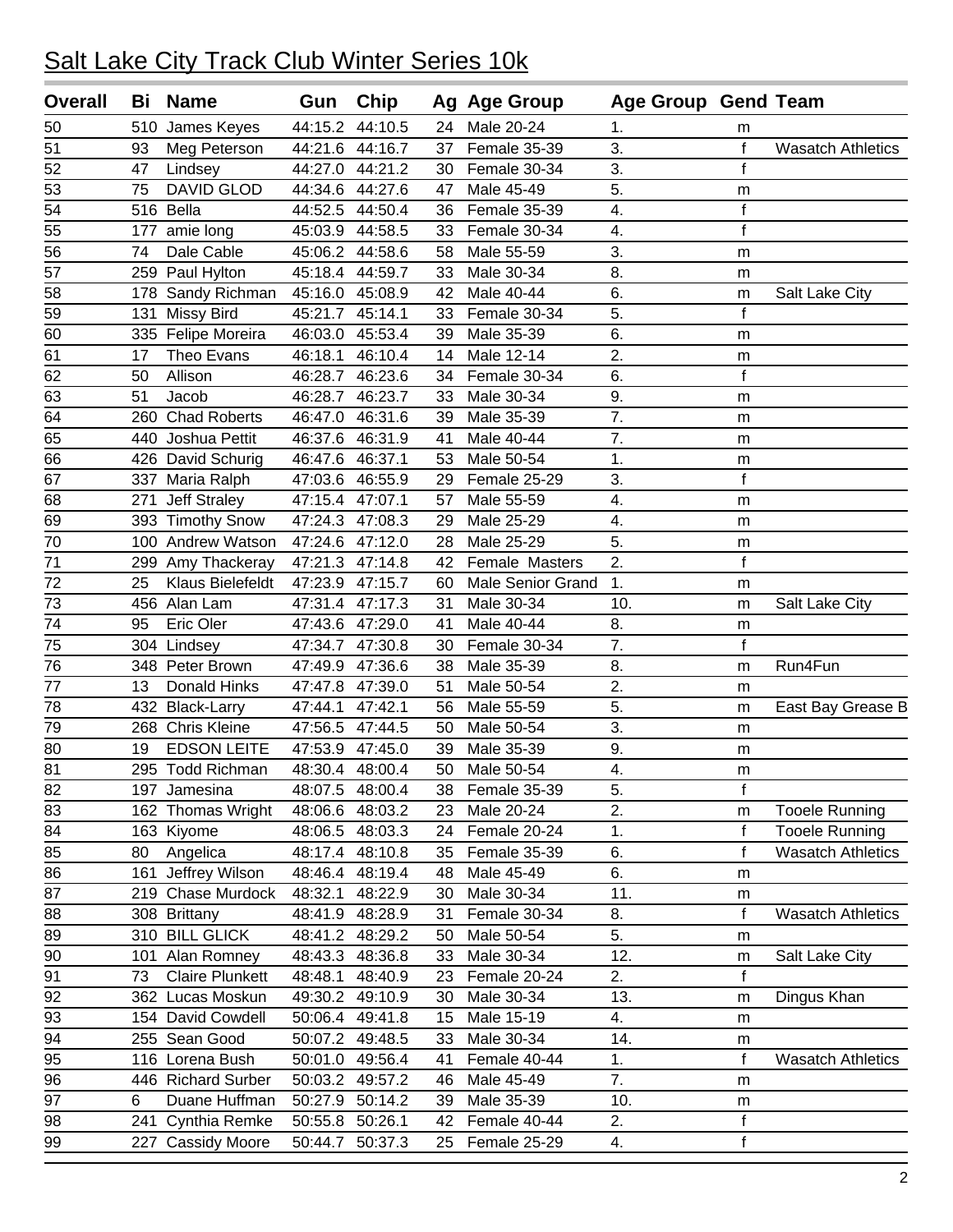# Salt Lake City Track Club Winter Series 10k

| Overall | Bi | Name | Gun | Chip | Ag | Age Group | Age Group | Gend | Team |
|---|---|---|---|---|---|---|---|---|---|
| 50 | 510 | James Keyes | 44:15.2 | 44:10.5 | 24 | Male 20-24 | 1. | m | |
| 51 | 93 | Meg Peterson | 44:21.6 | 44:16.7 | 37 | Female 35-39 | 3. | f | Wasatch Athletics |
| 52 | 47 | Lindsey | 44:27.0 | 44:21.2 | 30 | Female 30-34 | 3. | f | |
| 53 | 75 | DAVID GLOD | 44:34.6 | 44:27.6 | 47 | Male 45-49 | 5. | m | |
| 54 | 516 | Bella | 44:52.5 | 44:50.4 | 36 | Female 35-39 | 4. | f | |
| 55 | 177 | amie long | 45:03.9 | 44:58.5 | 33 | Female 30-34 | 4. | f | |
| 56 | 74 | Dale Cable | 45:06.2 | 44:58.6 | 58 | Male 55-59 | 3. | m | |
| 57 | 259 | Paul Hylton | 45:18.4 | 44:59.7 | 33 | Male 30-34 | 8. | m | |
| 58 | 178 | Sandy Richman | 45:16.0 | 45:08.9 | 42 | Male 40-44 | 6. | m | Salt Lake City |
| 59 | 131 | Missy Bird | 45:21.7 | 45:14.1 | 33 | Female 30-34 | 5. | f | |
| 60 | 335 | Felipe Moreira | 46:03.0 | 45:53.4 | 39 | Male 35-39 | 6. | m | |
| 61 | 17 | Theo Evans | 46:18.1 | 46:10.4 | 14 | Male 12-14 | 2. | m | |
| 62 | 50 | Allison | 46:28.7 | 46:23.6 | 34 | Female 30-34 | 6. | f | |
| 63 | 51 | Jacob | 46:28.7 | 46:23.7 | 33 | Male 30-34 | 9. | m | |
| 64 | 260 | Chad Roberts | 46:47.0 | 46:31.6 | 39 | Male 35-39 | 7. | m | |
| 65 | 440 | Joshua Pettit | 46:37.6 | 46:31.9 | 41 | Male 40-44 | 7. | m | |
| 66 | 426 | David Schurig | 46:47.6 | 46:37.1 | 53 | Male 50-54 | 1. | m | |
| 67 | 337 | Maria Ralph | 47:03.6 | 46:55.9 | 29 | Female 25-29 | 3. | f | |
| 68 | 271 | Jeff Straley | 47:15.4 | 47:07.1 | 57 | Male 55-59 | 4. | m | |
| 69 | 393 | Timothy Snow | 47:24.3 | 47:08.3 | 29 | Male 25-29 | 4. | m | |
| 70 | 100 | Andrew Watson | 47:24.6 | 47:12.0 | 28 | Male 25-29 | 5. | m | |
| 71 | 299 | Amy Thackeray | 47:21.3 | 47:14.8 | 42 | Female Masters | 2. | f | |
| 72 | 25 | Klaus Bielefeldt | 47:23.9 | 47:15.7 | 60 | Male Senior Grand | 1. | m | |
| 73 | 456 | Alan Lam | 47:31.4 | 47:17.3 | 31 | Male 30-34 | 10. | m | Salt Lake City |
| 74 | 95 | Eric Oler | 47:43.6 | 47:29.0 | 41 | Male 40-44 | 8. | m | |
| 75 | 304 | Lindsey | 47:34.7 | 47:30.8 | 30 | Female 30-34 | 7. | f | |
| 76 | 348 | Peter Brown | 47:49.9 | 47:36.6 | 38 | Male 35-39 | 8. | m | Run4Fun |
| 77 | 13 | Donald Hinks | 47:47.8 | 47:39.0 | 51 | Male 50-54 | 2. | m | |
| 78 | 432 | Black-Larry | 47:44.1 | 47:42.1 | 56 | Male 55-59 | 5. | m | East Bay Grease B |
| 79 | 268 | Chris Kleine | 47:56.5 | 47:44.5 | 50 | Male 50-54 | 3. | m | |
| 80 | 19 | EDSON LEITE | 47:53.9 | 47:45.0 | 39 | Male 35-39 | 9. | m | |
| 81 | 295 | Todd Richman | 48:30.4 | 48:00.4 | 50 | Male 50-54 | 4. | m | |
| 82 | 197 | Jamesina | 48:07.5 | 48:00.4 | 38 | Female 35-39 | 5. | f | |
| 83 | 162 | Thomas Wright | 48:06.6 | 48:03.2 | 23 | Male 20-24 | 2. | m | Tooele Running |
| 84 | 163 | Kiyome | 48:06.5 | 48:03.3 | 24 | Female 20-24 | 1. | f | Tooele Running |
| 85 | 80 | Angelica | 48:17.4 | 48:10.8 | 35 | Female 35-39 | 6. | f | Wasatch Athletics |
| 86 | 161 | Jeffrey Wilson | 48:46.4 | 48:19.4 | 48 | Male 45-49 | 6. | m | |
| 87 | 219 | Chase Murdock | 48:32.1 | 48:22.9 | 30 | Male 30-34 | 11. | m | |
| 88 | 308 | Brittany | 48:41.9 | 48:28.9 | 31 | Female 30-34 | 8. | f | Wasatch Athletics |
| 89 | 310 | BILL GLICK | 48:41.2 | 48:29.2 | 50 | Male 50-54 | 5. | m | |
| 90 | 101 | Alan Romney | 48:43.3 | 48:36.8 | 33 | Male 30-34 | 12. | m | Salt Lake City |
| 91 | 73 | Claire Plunkett | 48:48.1 | 48:40.9 | 23 | Female 20-24 | 2. | f | |
| 92 | 362 | Lucas Moskun | 49:30.2 | 49:10.9 | 30 | Male 30-34 | 13. | m | Dingus Khan |
| 93 | 154 | David Cowdell | 50:06.4 | 49:41.8 | 15 | Male 15-19 | 4. | m | |
| 94 | 255 | Sean Good | 50:07.2 | 49:48.5 | 33 | Male 30-34 | 14. | m | |
| 95 | 116 | Lorena Bush | 50:01.0 | 49:56.4 | 41 | Female 40-44 | 1. | f | Wasatch Athletics |
| 96 | 446 | Richard Surber | 50:03.2 | 49:57.2 | 46 | Male 45-49 | 7. | m | |
| 97 | 6 | Duane Huffman | 50:27.9 | 50:14.2 | 39 | Male 35-39 | 10. | m | |
| 98 | 241 | Cynthia Remke | 50:55.8 | 50:26.1 | 42 | Female 40-44 | 2. | f | |
| 99 | 227 | Cassidy Moore | 50:44.7 | 50:37.3 | 25 | Female 25-29 | 4. | f | |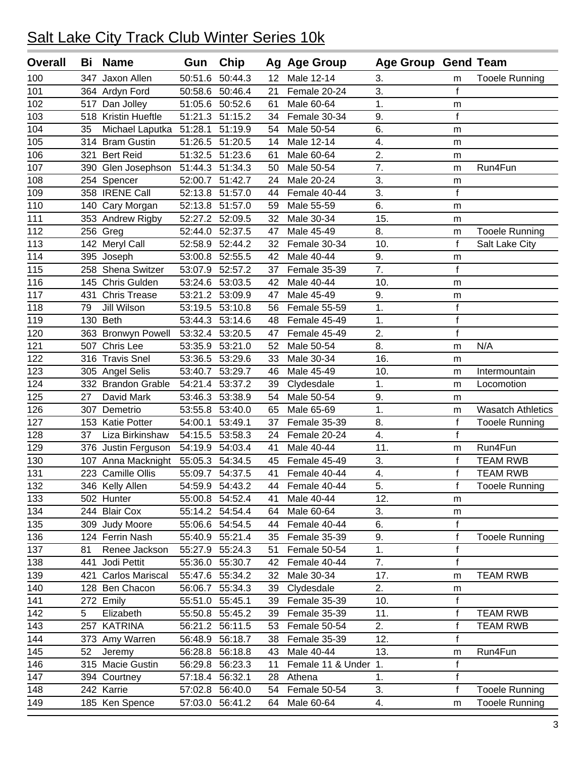# Salt Lake City Track Club Winter Series 10k

| Overall | Bi | Name | Gun | Chip | Ag | Age Group | Age Group | Gend | Team |
|---|---|---|---|---|---|---|---|---|---|
| 100 | 347 | Jaxon Allen | 50:51.6 | 50:44.3 | 12 | Male 12-14 | 3. | m | Tooele Running |
| 101 | 364 | Ardyn Ford | 50:58.6 | 50:46.4 | 21 | Female 20-24 | 3. | f | |
| 102 | 517 | Dan Jolley | 51:05.6 | 50:52.6 | 61 | Male 60-64 | 1. | m | |
| 103 | 518 | Kristin Hueftle | 51:21.3 | 51:15.2 | 34 | Female 30-34 | 9. | f | |
| 104 | 35 | Michael Laputka | 51:28.1 | 51:19.9 | 54 | Male 50-54 | 6. | m | |
| 105 | 314 | Bram Gustin | 51:26.5 | 51:20.5 | 14 | Male 12-14 | 4. | m | |
| 106 | 321 | Bert Reid | 51:32.5 | 51:23.6 | 61 | Male 60-64 | 2. | m | |
| 107 | 390 | Glen Josephson | 51:44.3 | 51:34.3 | 50 | Male 50-54 | 7. | m | Run4Fun |
| 108 | 254 | Spencer | 52:00.7 | 51:42.7 | 24 | Male 20-24 | 3. | m | |
| 109 | 358 | IRENE Call | 52:13.8 | 51:57.0 | 44 | Female 40-44 | 3. | f | |
| 110 | 140 | Cary Morgan | 52:13.8 | 51:57.0 | 59 | Male 55-59 | 6. | m | |
| 111 | 353 | Andrew Rigby | 52:27.2 | 52:09.5 | 32 | Male 30-34 | 15. | m | |
| 112 | 256 | Greg | 52:44.0 | 52:37.5 | 47 | Male 45-49 | 8. | m | Tooele Running |
| 113 | 142 | Meryl Call | 52:58.9 | 52:44.2 | 32 | Female 30-34 | 10. | f | Salt Lake City |
| 114 | 395 | Joseph | 53:00.8 | 52:55.5 | 42 | Male 40-44 | 9. | m | |
| 115 | 258 | Shena Switzer | 53:07.9 | 52:57.2 | 37 | Female 35-39 | 7. | f | |
| 116 | 145 | Chris Gulden | 53:24.6 | 53:03.5 | 42 | Male 40-44 | 10. | m | |
| 117 | 431 | Chris Trease | 53:21.2 | 53:09.9 | 47 | Male 45-49 | 9. | m | |
| 118 | 79 | Jill Wilson | 53:19.5 | 53:10.8 | 56 | Female 55-59 | 1. | f | |
| 119 | 130 | Beth | 53:44.3 | 53:14.6 | 48 | Female 45-49 | 1. | f | |
| 120 | 363 | Bronwyn Powell | 53:32.4 | 53:20.5 | 47 | Female 45-49 | 2. | f | |
| 121 | 507 | Chris Lee | 53:35.9 | 53:21.0 | 52 | Male 50-54 | 8. | m | N/A |
| 122 | 316 | Travis Snel | 53:36.5 | 53:29.6 | 33 | Male 30-34 | 16. | m | |
| 123 | 305 | Angel Selis | 53:40.7 | 53:29.7 | 46 | Male 45-49 | 10. | m | Intermountain |
| 124 | 332 | Brandon Grable | 54:21.4 | 53:37.2 | 39 | Clydesdale | 1. | m | Locomotion |
| 125 | 27 | David Mark | 53:46.3 | 53:38.9 | 54 | Male 50-54 | 9. | m | |
| 126 | 307 | Demetrio | 53:55.8 | 53:40.0 | 65 | Male 65-69 | 1. | m | Wasatch Athletics |
| 127 | 153 | Katie Potter | 54:00.1 | 53:49.1 | 37 | Female 35-39 | 8. | f | Tooele Running |
| 128 | 37 | Liza Birkinshaw | 54:15.5 | 53:58.3 | 24 | Female 20-24 | 4. | f | |
| 129 | 376 | Justin Ferguson | 54:19.9 | 54:03.4 | 41 | Male 40-44 | 11. | m | Run4Fun |
| 130 | 107 | Anna Macknight | 55:05.3 | 54:34.5 | 45 | Female 45-49 | 3. | f | TEAM RWB |
| 131 | 223 | Camille Ollis | 55:09.7 | 54:37.5 | 41 | Female 40-44 | 4. | f | TEAM RWB |
| 132 | 346 | Kelly Allen | 54:59.9 | 54:43.2 | 44 | Female 40-44 | 5. | f | Tooele Running |
| 133 | 502 | Hunter | 55:00.8 | 54:52.4 | 41 | Male 40-44 | 12. | m | |
| 134 | 244 | Blair Cox | 55:14.2 | 54:54.4 | 64 | Male 60-64 | 3. | m | |
| 135 | 309 | Judy Moore | 55:06.6 | 54:54.5 | 44 | Female 40-44 | 6. | f | |
| 136 | 124 | Ferrin Nash | 55:40.9 | 55:21.4 | 35 | Female 35-39 | 9. | f | Tooele Running |
| 137 | 81 | Renee Jackson | 55:27.9 | 55:24.3 | 51 | Female 50-54 | 1. | f | |
| 138 | 441 | Jodi Pettit | 55:36.0 | 55:30.7 | 42 | Female 40-44 | 7. | f | |
| 139 | 421 | Carlos Mariscal | 55:47.6 | 55:34.2 | 32 | Male 30-34 | 17. | m | TEAM RWB |
| 140 | 128 | Ben Chacon | 56:06.7 | 55:34.3 | 39 | Clydesdale | 2. | m | |
| 141 | 272 | Emily | 55:51.0 | 55:45.1 | 39 | Female 35-39 | 10. | f | |
| 142 | 5 | Elizabeth | 55:50.8 | 55:45.2 | 39 | Female 35-39 | 11. | f | TEAM RWB |
| 143 | 257 | KATRINA | 56:21.2 | 56:11.5 | 53 | Female 50-54 | 2. | f | TEAM RWB |
| 144 | 373 | Amy Warren | 56:48.9 | 56:18.7 | 38 | Female 35-39 | 12. | f | |
| 145 | 52 | Jeremy | 56:28.8 | 56:18.8 | 43 | Male 40-44 | 13. | m | Run4Fun |
| 146 | 315 | Macie Gustin | 56:29.8 | 56:23.3 | 11 | Female 11 & Under | 1. | f | |
| 147 | 394 | Courtney | 57:18.4 | 56:32.1 | 28 | Athena | 1. | f | |
| 148 | 242 | Karrie | 57:02.8 | 56:40.0 | 54 | Female 50-54 | 3. | f | Tooele Running |
| 149 | 185 | Ken Spence | 57:03.0 | 56:41.2 | 64 | Male 60-64 | 4. | m | Tooele Running |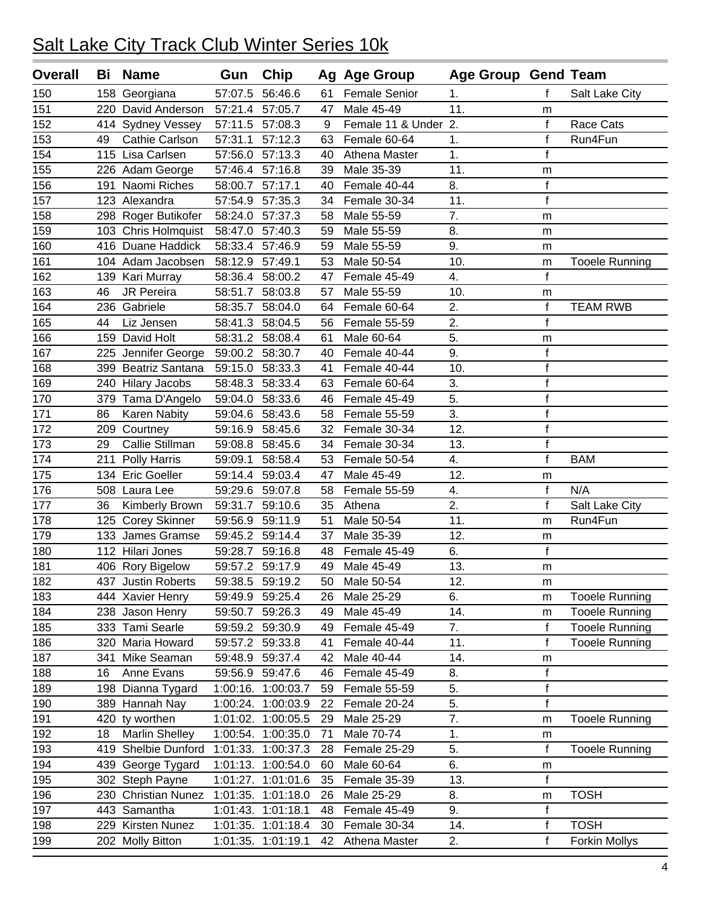# Salt Lake City Track Club Winter Series 10k

| Overall | Bi | Name | Gun | Chip | Ag | Age Group | Age Group | Gend | Team |
|---|---|---|---|---|---|---|---|---|---|
| 150 | 158 | Georgiana | 57:07.5 | 56:46.6 | 61 | Female Senior | 1. | f | Salt Lake City |
| 151 | 220 | David Anderson | 57:21.4 | 57:05.7 | 47 | Male 45-49 | 11. | m | |
| 152 | 414 | Sydney Vessey | 57:11.5 | 57:08.3 | 9 | Female 11 & Under | 2. | f | Race Cats |
| 153 | 49 | Cathie Carlson | 57:31.1 | 57:12.3 | 63 | Female 60-64 | 1. | f | Run4Fun |
| 154 | 115 | Lisa Carlsen | 57:56.0 | 57:13.3 | 40 | Athena Master | 1. | f | |
| 155 | 226 | Adam George | 57:46.4 | 57:16.8 | 39 | Male 35-39 | 11. | m | |
| 156 | 191 | Naomi Riches | 58:00.7 | 57:17.1 | 40 | Female 40-44 | 8. | f | |
| 157 | 123 | Alexandra | 57:54.9 | 57:35.3 | 34 | Female 30-34 | 11. | f | |
| 158 | 298 | Roger Butikofer | 58:24.0 | 57:37.3 | 58 | Male 55-59 | 7. | m | |
| 159 | 103 | Chris Holmquist | 58:47.0 | 57:40.3 | 59 | Male 55-59 | 8. | m | |
| 160 | 416 | Duane Haddick | 58:33.4 | 57:46.9 | 59 | Male 55-59 | 9. | m | |
| 161 | 104 | Adam Jacobsen | 58:12.9 | 57:49.1 | 53 | Male 50-54 | 10. | m | Tooele Running |
| 162 | 139 | Kari Murray | 58:36.4 | 58:00.2 | 47 | Female 45-49 | 4. | f | |
| 163 | 46 | JR Pereira | 58:51.7 | 58:03.8 | 57 | Male 55-59 | 10. | m | |
| 164 | 236 | Gabriele | 58:35.7 | 58:04.0 | 64 | Female 60-64 | 2. | f | TEAM RWB |
| 165 | 44 | Liz Jensen | 58:41.3 | 58:04.5 | 56 | Female 55-59 | 2. | f | |
| 166 | 159 | David Holt | 58:31.2 | 58:08.4 | 61 | Male 60-64 | 5. | m | |
| 167 | 225 | Jennifer George | 59:00.2 | 58:30.7 | 40 | Female 40-44 | 9. | f | |
| 168 | 399 | Beatriz Santana | 59:15.0 | 58:33.3 | 41 | Female 40-44 | 10. | f | |
| 169 | 240 | Hilary Jacobs | 58:48.3 | 58:33.4 | 63 | Female 60-64 | 3. | f | |
| 170 | 379 | Tama D'Angelo | 59:04.0 | 58:33.6 | 46 | Female 45-49 | 5. | f | |
| 171 | 86 | Karen Nabity | 59:04.6 | 58:43.6 | 58 | Female 55-59 | 3. | f | |
| 172 | 209 | Courtney | 59:16.9 | 58:45.6 | 32 | Female 30-34 | 12. | f | |
| 173 | 29 | Callie Stillman | 59:08.8 | 58:45.6 | 34 | Female 30-34 | 13. | f | |
| 174 | 211 | Polly Harris | 59:09.1 | 58:58.4 | 53 | Female 50-54 | 4. | f | BAM |
| 175 | 134 | Eric Goeller | 59:14.4 | 59:03.4 | 47 | Male 45-49 | 12. | m | |
| 176 | 508 | Laura Lee | 59:29.6 | 59:07.8 | 58 | Female 55-59 | 4. | f | N/A |
| 177 | 36 | Kimberly Brown | 59:31.7 | 59:10.6 | 35 | Athena | 2. | f | Salt Lake City |
| 178 | 125 | Corey Skinner | 59:56.9 | 59:11.9 | 51 | Male 50-54 | 11. | m | Run4Fun |
| 179 | 133 | James Gramse | 59:45.2 | 59:14.4 | 37 | Male 35-39 | 12. | m | |
| 180 | 112 | Hilari Jones | 59:28.7 | 59:16.8 | 48 | Female 45-49 | 6. | f | |
| 181 | 406 | Rory Bigelow | 59:57.2 | 59:17.9 | 49 | Male 45-49 | 13. | m | |
| 182 | 437 | Justin Roberts | 59:38.5 | 59:19.2 | 50 | Male 50-54 | 12. | m | |
| 183 | 444 | Xavier Henry | 59:49.9 | 59:25.4 | 26 | Male 25-29 | 6. | m | Tooele Running |
| 184 | 238 | Jason Henry | 59:50.7 | 59:26.3 | 49 | Male 45-49 | 14. | m | Tooele Running |
| 185 | 333 | Tami Searle | 59:59.2 | 59:30.9 | 49 | Female 45-49 | 7. | f | Tooele Running |
| 186 | 320 | Maria Howard | 59:57.2 | 59:33.8 | 41 | Female 40-44 | 11. | f | Tooele Running |
| 187 | 341 | Mike Seaman | 59:48.9 | 59:37.4 | 42 | Male 40-44 | 14. | m | |
| 188 | 16 | Anne Evans | 59:56.9 | 59:47.6 | 46 | Female 45-49 | 8. | f | |
| 189 | 198 | Dianna Tygard | 1:00:16. | 1:00:03.7 | 59 | Female 55-59 | 5. | f | |
| 190 | 389 | Hannah Nay | 1:00:24. | 1:00:03.9 | 22 | Female 20-24 | 5. | f | |
| 191 | 420 | ty worthen | 1:01:02. | 1:00:05.5 | 29 | Male 25-29 | 7. | m | Tooele Running |
| 192 | 18 | Marlin Shelley | 1:00:54. | 1:00:35.0 | 71 | Male 70-74 | 1. | m | |
| 193 | 419 | Shelbie Dunford | 1:01:33. | 1:00:37.3 | 28 | Female 25-29 | 5. | f | Tooele Running |
| 194 | 439 | George Tygard | 1:01:13. | 1:00:54.0 | 60 | Male 60-64 | 6. | m | |
| 195 | 302 | Steph Payne | 1:01:27. | 1:01:01.6 | 35 | Female 35-39 | 13. | f | |
| 196 | 230 | Christian Nunez | 1:01:35. | 1:01:18.0 | 26 | Male 25-29 | 8. | m | TOSH |
| 197 | 443 | Samantha | 1:01:43. | 1:01:18.1 | 48 | Female 45-49 | 9. | f | |
| 198 | 229 | Kirsten Nunez | 1:01:35. | 1:01:18.4 | 30 | Female 30-34 | 14. | f | TOSH |
| 199 | 202 | Molly Bitton | 1:01:35. | 1:01:19.1 | 42 | Athena Master | 2. | f | Forkin Mollys |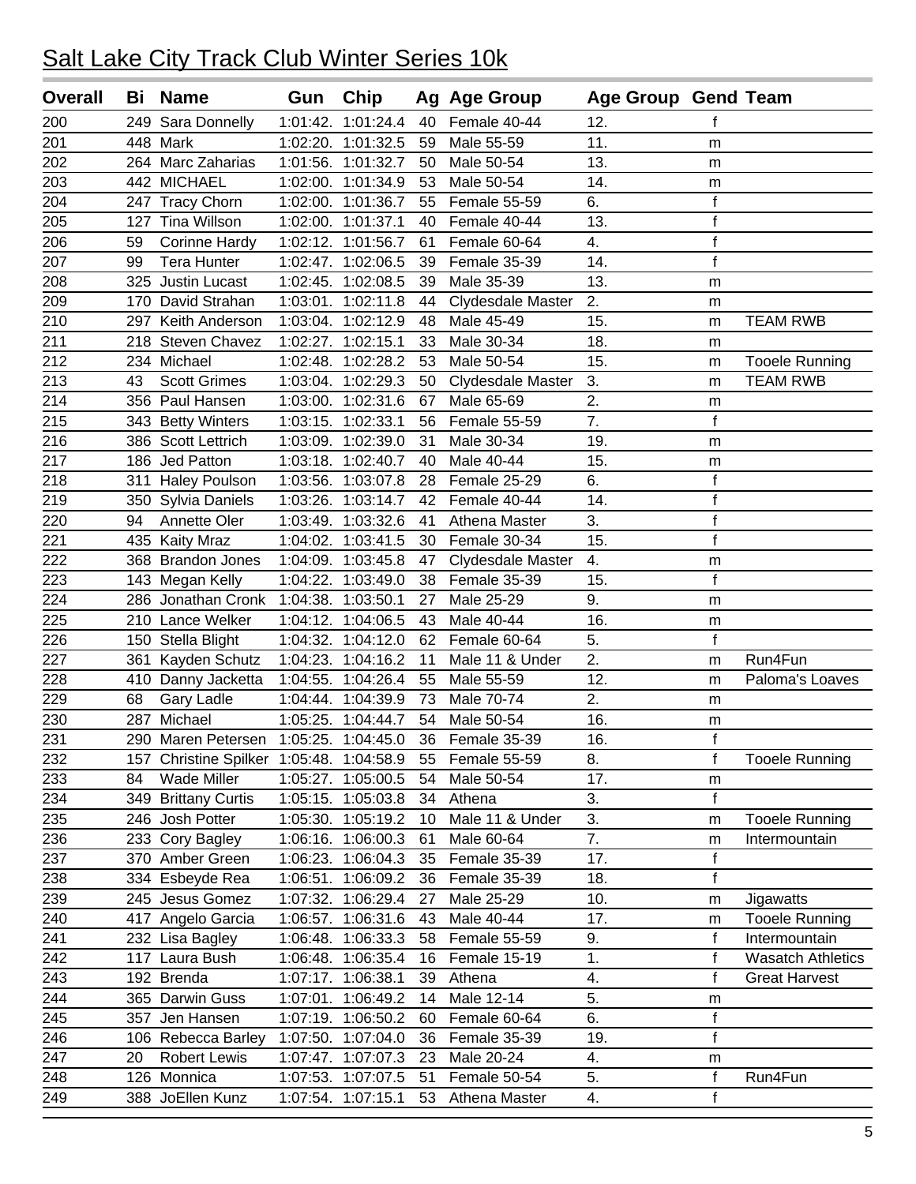# Salt Lake City Track Club Winter Series 10k

| Overall | Bi | Name | Gun | Chip | Ag | Age Group | Age Group | Gend | Team |
|---|---|---|---|---|---|---|---|---|---|
| 200 | 249 | Sara Donnelly | 1:01:42. | 1:01:24.4 | 40 | Female 40-44 | 12. | f | |
| 201 | 448 | Mark | 1:02:20. | 1:01:32.5 | 59 | Male 55-59 | 11. | m | |
| 202 | 264 | Marc Zaharias | 1:01:56. | 1:01:32.7 | 50 | Male 50-54 | 13. | m | |
| 203 | 442 | MICHAEL | 1:02:00. | 1:01:34.9 | 53 | Male 50-54 | 14. | m | |
| 204 | 247 | Tracy Chorn | 1:02:00. | 1:01:36.7 | 55 | Female 55-59 | 6. | f | |
| 205 | 127 | Tina Willson | 1:02:00. | 1:01:37.1 | 40 | Female 40-44 | 13. | f | |
| 206 | 59 | Corinne Hardy | 1:02:12. | 1:01:56.7 | 61 | Female 60-64 | 4. | f | |
| 207 | 99 | Tera Hunter | 1:02:47. | 1:02:06.5 | 39 | Female 35-39 | 14. | f | |
| 208 | 325 | Justin Lucast | 1:02:45. | 1:02:08.5 | 39 | Male 35-39 | 13. | m | |
| 209 | 170 | David Strahan | 1:03:01. | 1:02:11.8 | 44 | Clydesdale Master | 2. | m | |
| 210 | 297 | Keith Anderson | 1:03:04. | 1:02:12.9 | 48 | Male 45-49 | 15. | m | TEAM RWB |
| 211 | 218 | Steven Chavez | 1:02:27. | 1:02:15.1 | 33 | Male 30-34 | 18. | m | |
| 212 | 234 | Michael | 1:02:48. | 1:02:28.2 | 53 | Male 50-54 | 15. | m | Tooele Running |
| 213 | 43 | Scott Grimes | 1:03:04. | 1:02:29.3 | 50 | Clydesdale Master | 3. | m | TEAM RWB |
| 214 | 356 | Paul Hansen | 1:03:00. | 1:02:31.6 | 67 | Male 65-69 | 2. | m | |
| 215 | 343 | Betty Winters | 1:03:15. | 1:02:33.1 | 56 | Female 55-59 | 7. | f | |
| 216 | 386 | Scott Lettrich | 1:03:09. | 1:02:39.0 | 31 | Male 30-34 | 19. | m | |
| 217 | 186 | Jed Patton | 1:03:18. | 1:02:40.7 | 40 | Male 40-44 | 15. | m | |
| 218 | 311 | Haley Poulson | 1:03:56. | 1:03:07.8 | 28 | Female 25-29 | 6. | f | |
| 219 | 350 | Sylvia Daniels | 1:03:26. | 1:03:14.7 | 42 | Female 40-44 | 14. | f | |
| 220 | 94 | Annette Oler | 1:03:49. | 1:03:32.6 | 41 | Athena Master | 3. | f | |
| 221 | 435 | Kaity Mraz | 1:04:02. | 1:03:41.5 | 30 | Female 30-34 | 15. | f | |
| 222 | 368 | Brandon Jones | 1:04:09. | 1:03:45.8 | 47 | Clydesdale Master | 4. | m | |
| 223 | 143 | Megan Kelly | 1:04:22. | 1:03:49.0 | 38 | Female 35-39 | 15. | f | |
| 224 | 286 | Jonathan Cronk | 1:04:38. | 1:03:50.1 | 27 | Male 25-29 | 9. | m | |
| 225 | 210 | Lance Welker | 1:04:12. | 1:04:06.5 | 43 | Male 40-44 | 16. | m | |
| 226 | 150 | Stella Blight | 1:04:32. | 1:04:12.0 | 62 | Female 60-64 | 5. | f | |
| 227 | 361 | Kayden Schutz | 1:04:23. | 1:04:16.2 | 11 | Male 11 & Under | 2. | m | Run4Fun |
| 228 | 410 | Danny Jacketta | 1:04:55. | 1:04:26.4 | 55 | Male 55-59 | 12. | m | Paloma's Loaves |
| 229 | 68 | Gary Ladle | 1:04:44. | 1:04:39.9 | 73 | Male 70-74 | 2. | m | |
| 230 | 287 | Michael | 1:05:25. | 1:04:44.7 | 54 | Male 50-54 | 16. | m | |
| 231 | 290 | Maren Petersen | 1:05:25. | 1:04:45.0 | 36 | Female 35-39 | 16. | f | |
| 232 | 157 | Christine Spilker | 1:05:48. | 1:04:58.9 | 55 | Female 55-59 | 8. | f | Tooele Running |
| 233 | 84 | Wade Miller | 1:05:27. | 1:05:00.5 | 54 | Male 50-54 | 17. | m | |
| 234 | 349 | Brittany Curtis | 1:05:15. | 1:05:03.8 | 34 | Athena | 3. | f | |
| 235 | 246 | Josh Potter | 1:05:30. | 1:05:19.2 | 10 | Male 11 & Under | 3. | m | Tooele Running |
| 236 | 233 | Cory Bagley | 1:06:16. | 1:06:00.3 | 61 | Male 60-64 | 7. | m | Intermountain |
| 237 | 370 | Amber Green | 1:06:23. | 1:06:04.3 | 35 | Female 35-39 | 17. | f | |
| 238 | 334 | Esbeyde Rea | 1:06:51. | 1:06:09.2 | 36 | Female 35-39 | 18. | f | |
| 239 | 245 | Jesus Gomez | 1:07:32. | 1:06:29.4 | 27 | Male 25-29 | 10. | m | Jigawatts |
| 240 | 417 | Angelo Garcia | 1:06:57. | 1:06:31.6 | 43 | Male 40-44 | 17. | m | Tooele Running |
| 241 | 232 | Lisa Bagley | 1:06:48. | 1:06:33.3 | 58 | Female 55-59 | 9. | f | Intermountain |
| 242 | 117 | Laura Bush | 1:06:48. | 1:06:35.4 | 16 | Female 15-19 | 1. | f | Wasatch Athletics |
| 243 | 192 | Brenda | 1:07:17. | 1:06:38.1 | 39 | Athena | 4. | f | Great Harvest |
| 244 | 365 | Darwin Guss | 1:07:01. | 1:06:49.2 | 14 | Male 12-14 | 5. | m | |
| 245 | 357 | Jen Hansen | 1:07:19. | 1:06:50.2 | 60 | Female 60-64 | 6. | f | |
| 246 | 106 | Rebecca Barley | 1:07:50. | 1:07:04.0 | 36 | Female 35-39 | 19. | f | |
| 247 | 20 | Robert Lewis | 1:07:47. | 1:07:07.3 | 23 | Male 20-24 | 4. | m | |
| 248 | 126 | Monnica | 1:07:53. | 1:07:07.5 | 51 | Female 50-54 | 5. | f | Run4Fun |
| 249 | 388 | JoEllen Kunz | 1:07:54. | 1:07:15.1 | 53 | Athena Master | 4. | f | |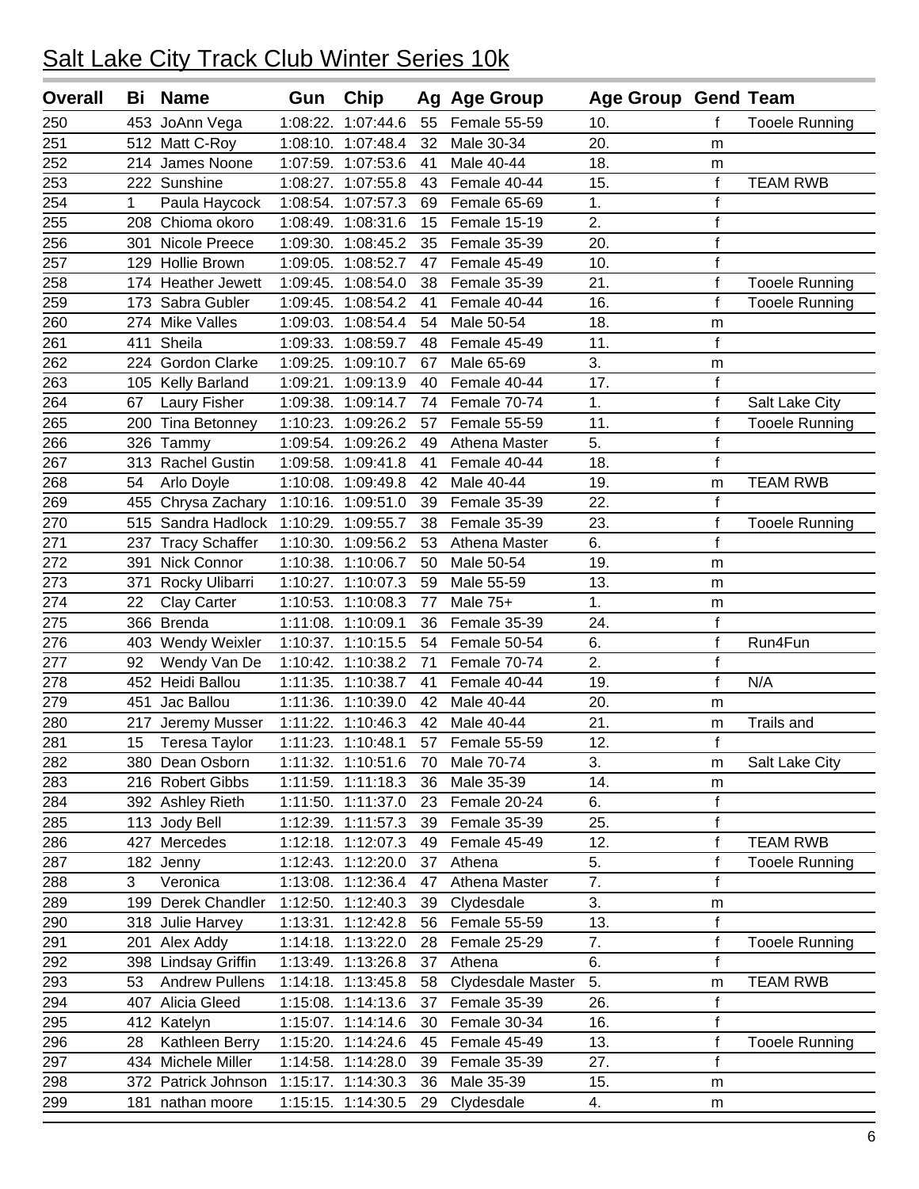# Salt Lake City Track Club Winter Series 10k

| Overall | Bi | Name | Gun | Chip | Ag | Age Group | Age Group | Gend | Team |
|---|---|---|---|---|---|---|---|---|---|
| 250 | 453 | JoAnn Vega | 1:08:22. | 1:07:44.6 | 55 | Female 55-59 | 10. | f | Tooele Running |
| 251 | 512 | Matt C-Roy | 1:08:10. | 1:07:48.4 | 32 | Male 30-34 | 20. | m | |
| 252 | 214 | James Noone | 1:07:59. | 1:07:53.6 | 41 | Male 40-44 | 18. | m | |
| 253 | 222 | Sunshine | 1:08:27. | 1:07:55.8 | 43 | Female 40-44 | 15. | f | TEAM RWB |
| 254 | 1 | Paula Haycock | 1:08:54. | 1:07:57.3 | 69 | Female 65-69 | 1. | f | |
| 255 | 208 | Chioma okoro | 1:08:49. | 1:08:31.6 | 15 | Female 15-19 | 2. | f | |
| 256 | 301 | Nicole Preece | 1:09:30. | 1:08:45.2 | 35 | Female 35-39 | 20. | f | |
| 257 | 129 | Hollie Brown | 1:09:05. | 1:08:52.7 | 47 | Female 45-49 | 10. | f | |
| 258 | 174 | Heather Jewett | 1:09:45. | 1:08:54.0 | 38 | Female 35-39 | 21. | f | Tooele Running |
| 259 | 173 | Sabra Gubler | 1:09:45. | 1:08:54.2 | 41 | Female 40-44 | 16. | f | Tooele Running |
| 260 | 274 | Mike Valles | 1:09:03. | 1:08:54.4 | 54 | Male 50-54 | 18. | m | |
| 261 | 411 | Sheila | 1:09:33. | 1:08:59.7 | 48 | Female 45-49 | 11. | f | |
| 262 | 224 | Gordon Clarke | 1:09:25. | 1:09:10.7 | 67 | Male 65-69 | 3. | m | |
| 263 | 105 | Kelly Barland | 1:09:21. | 1:09:13.9 | 40 | Female 40-44 | 17. | f | |
| 264 | 67 | Laury Fisher | 1:09:38. | 1:09:14.7 | 74 | Female 70-74 | 1. | f | Salt Lake City |
| 265 | 200 | Tina Betonney | 1:10:23. | 1:09:26.2 | 57 | Female 55-59 | 11. | f | Tooele Running |
| 266 | 326 | Tammy | 1:09:54. | 1:09:26.2 | 49 | Athena Master | 5. | f | |
| 267 | 313 | Rachel Gustin | 1:09:58. | 1:09:41.8 | 41 | Female 40-44 | 18. | f | |
| 268 | 54 | Arlo Doyle | 1:10:08. | 1:09:49.8 | 42 | Male 40-44 | 19. | m | TEAM RWB |
| 269 | 455 | Chrysa Zachary | 1:10:16. | 1:09:51.0 | 39 | Female 35-39 | 22. | f | |
| 270 | 515 | Sandra Hadlock | 1:10:29. | 1:09:55.7 | 38 | Female 35-39 | 23. | f | Tooele Running |
| 271 | 237 | Tracy Schaffer | 1:10:30. | 1:09:56.2 | 53 | Athena Master | 6. | f | |
| 272 | 391 | Nick Connor | 1:10:38. | 1:10:06.7 | 50 | Male 50-54 | 19. | m | |
| 273 | 371 | Rocky Ulibarri | 1:10:27. | 1:10:07.3 | 59 | Male 55-59 | 13. | m | |
| 274 | 22 | Clay Carter | 1:10:53. | 1:10:08.3 | 77 | Male 75+ | 1. | m | |
| 275 | 366 | Brenda | 1:11:08. | 1:10:09.1 | 36 | Female 35-39 | 24. | f | |
| 276 | 403 | Wendy Weixler | 1:10:37. | 1:10:15.5 | 54 | Female 50-54 | 6. | f | Run4Fun |
| 277 | 92 | Wendy Van De | 1:10:42. | 1:10:38.2 | 71 | Female 70-74 | 2. | f | |
| 278 | 452 | Heidi Ballou | 1:11:35. | 1:10:38.7 | 41 | Female 40-44 | 19. | f | N/A |
| 279 | 451 | Jac Ballou | 1:11:36. | 1:10:39.0 | 42 | Male 40-44 | 20. | m | |
| 280 | 217 | Jeremy Musser | 1:11:22. | 1:10:46.3 | 42 | Male 40-44 | 21. | m | Trails and |
| 281 | 15 | Teresa Taylor | 1:11:23. | 1:10:48.1 | 57 | Female 55-59 | 12. | f | |
| 282 | 380 | Dean Osborn | 1:11:32. | 1:10:51.6 | 70 | Male 70-74 | 3. | m | Salt Lake City |
| 283 | 216 | Robert Gibbs | 1:11:59. | 1:11:18.3 | 36 | Male 35-39 | 14. | m | |
| 284 | 392 | Ashley Rieth | 1:11:50. | 1:11:37.0 | 23 | Female 20-24 | 6. | f | |
| 285 | 113 | Jody Bell | 1:12:39. | 1:11:57.3 | 39 | Female 35-39 | 25. | f | |
| 286 | 427 | Mercedes | 1:12:18. | 1:12:07.3 | 49 | Female 45-49 | 12. | f | TEAM RWB |
| 287 | 182 | Jenny | 1:12:43. | 1:12:20.0 | 37 | Athena | 5. | f | Tooele Running |
| 288 | 3 | Veronica | 1:13:08. | 1:12:36.4 | 47 | Athena Master | 7. | f | |
| 289 | 199 | Derek Chandler | 1:12:50. | 1:12:40.3 | 39 | Clydesdale | 3. | m | |
| 290 | 318 | Julie Harvey | 1:13:31. | 1:12:42.8 | 56 | Female 55-59 | 13. | f | |
| 291 | 201 | Alex Addy | 1:14:18. | 1:13:22.0 | 28 | Female 25-29 | 7. | f | Tooele Running |
| 292 | 398 | Lindsay Griffin | 1:13:49. | 1:13:26.8 | 37 | Athena | 6. | f | |
| 293 | 53 | Andrew Pullens | 1:14:18. | 1:13:45.8 | 58 | Clydesdale Master | 5. | m | TEAM RWB |
| 294 | 407 | Alicia Gleed | 1:15:08. | 1:14:13.6 | 37 | Female 35-39 | 26. | f | |
| 295 | 412 | Katelyn | 1:15:07. | 1:14:14.6 | 30 | Female 30-34 | 16. | f | |
| 296 | 28 | Kathleen Berry | 1:15:20. | 1:14:24.6 | 45 | Female 45-49 | 13. | f | Tooele Running |
| 297 | 434 | Michele Miller | 1:14:58. | 1:14:28.0 | 39 | Female 35-39 | 27. | f | |
| 298 | 372 | Patrick Johnson | 1:15:17. | 1:14:30.3 | 36 | Male 35-39 | 15. | m | |
| 299 | 181 | nathan moore | 1:15:15. | 1:14:30.5 | 29 | Clydesdale | 4. | m | |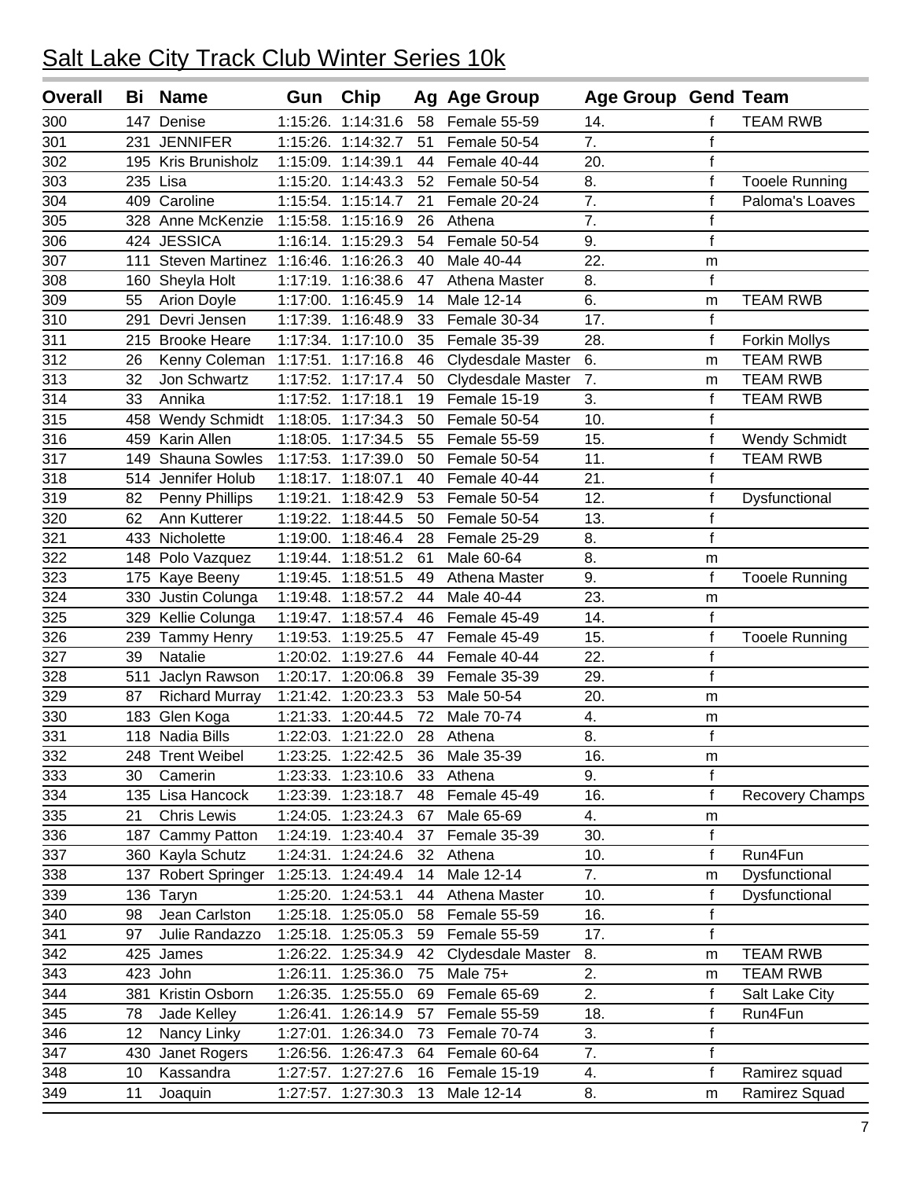# Salt Lake City Track Club Winter Series 10k

| Overall | Bi | Name | Gun | Chip | Ag | Age Group | Age Group | Gend | Team |
|---|---|---|---|---|---|---|---|---|---|
| 300 | 147 | Denise | 1:15:26. | 1:14:31.6 | 58 | Female 55-59 | 14. | f | TEAM RWB |
| 301 | 231 | JENNIFER | 1:15:26. | 1:14:32.7 | 51 | Female 50-54 | 7. | f | |
| 302 | 195 | Kris Brunisholz | 1:15:09. | 1:14:39.1 | 44 | Female 40-44 | 20. | f | |
| 303 | 235 | Lisa | 1:15:20. | 1:14:43.3 | 52 | Female 50-54 | 8. | f | Tooele Running |
| 304 | 409 | Caroline | 1:15:54. | 1:15:14.7 | 21 | Female 20-24 | 7. | f | Paloma's Loaves |
| 305 | 328 | Anne McKenzie | 1:15:58. | 1:15:16.9 | 26 | Athena | 7. | f | |
| 306 | 424 | JESSICA | 1:16:14. | 1:15:29.3 | 54 | Female 50-54 | 9. | f | |
| 307 | 111 | Steven Martinez | 1:16:46. | 1:16:26.3 | 40 | Male 40-44 | 22. | m | |
| 308 | 160 | Sheyla Holt | 1:17:19. | 1:16:38.6 | 47 | Athena Master | 8. | f | |
| 309 | 55 | Arion Doyle | 1:17:00. | 1:16:45.9 | 14 | Male 12-14 | 6. | m | TEAM RWB |
| 310 | 291 | Devri Jensen | 1:17:39. | 1:16:48.9 | 33 | Female 30-34 | 17. | f | |
| 311 | 215 | Brooke Heare | 1:17:34. | 1:17:10.0 | 35 | Female 35-39 | 28. | f | Forkin Mollys |
| 312 | 26 | Kenny Coleman | 1:17:51. | 1:17:16.8 | 46 | Clydesdale Master | 6. | m | TEAM RWB |
| 313 | 32 | Jon Schwartz | 1:17:52. | 1:17:17.4 | 50 | Clydesdale Master | 7. | m | TEAM RWB |
| 314 | 33 | Annika | 1:17:52. | 1:17:18.1 | 19 | Female 15-19 | 3. | f | TEAM RWB |
| 315 | 458 | Wendy Schmidt | 1:18:05. | 1:17:34.3 | 50 | Female 50-54 | 10. | f | |
| 316 | 459 | Karin Allen | 1:18:05. | 1:17:34.5 | 55 | Female 55-59 | 15. | f | Wendy Schmidt |
| 317 | 149 | Shauna Sowles | 1:17:53. | 1:17:39.0 | 50 | Female 50-54 | 11. | f | TEAM RWB |
| 318 | 514 | Jennifer Holub | 1:18:17. | 1:18:07.1 | 40 | Female 40-44 | 21. | f | |
| 319 | 82 | Penny Phillips | 1:19:21. | 1:18:42.9 | 53 | Female 50-54 | 12. | f | Dysfunctional |
| 320 | 62 | Ann Kutterer | 1:19:22. | 1:18:44.5 | 50 | Female 50-54 | 13. | f | |
| 321 | 433 | Nicholette | 1:19:00. | 1:18:46.4 | 28 | Female 25-29 | 8. | f | |
| 322 | 148 | Polo Vazquez | 1:19:44. | 1:18:51.2 | 61 | Male 60-64 | 8. | m | |
| 323 | 175 | Kaye Beeny | 1:19:45. | 1:18:51.5 | 49 | Athena Master | 9. | f | Tooele Running |
| 324 | 330 | Justin Colunga | 1:19:48. | 1:18:57.2 | 44 | Male 40-44 | 23. | m | |
| 325 | 329 | Kellie Colunga | 1:19:47. | 1:18:57.4 | 46 | Female 45-49 | 14. | f | |
| 326 | 239 | Tammy Henry | 1:19:53. | 1:19:25.5 | 47 | Female 45-49 | 15. | f | Tooele Running |
| 327 | 39 | Natalie | 1:20:02. | 1:19:27.6 | 44 | Female 40-44 | 22. | f | |
| 328 | 511 | Jaclyn Rawson | 1:20:17. | 1:20:06.8 | 39 | Female 35-39 | 29. | f | |
| 329 | 87 | Richard Murray | 1:21:42. | 1:20:23.3 | 53 | Male 50-54 | 20. | m | |
| 330 | 183 | Glen Koga | 1:21:33. | 1:20:44.5 | 72 | Male 70-74 | 4. | m | |
| 331 | 118 | Nadia Bills | 1:22:03. | 1:21:22.0 | 28 | Athena | 8. | f | |
| 332 | 248 | Trent Weibel | 1:23:25. | 1:22:42.5 | 36 | Male 35-39 | 16. | m | |
| 333 | 30 | Camerin | 1:23:33. | 1:23:10.6 | 33 | Athena | 9. | f | |
| 334 | 135 | Lisa Hancock | 1:23:39. | 1:23:18.7 | 48 | Female 45-49 | 16. | f | Recovery Champs |
| 335 | 21 | Chris Lewis | 1:24:05. | 1:23:24.3 | 67 | Male 65-69 | 4. | m | |
| 336 | 187 | Cammy Patton | 1:24:19. | 1:23:40.4 | 37 | Female 35-39 | 30. | f | |
| 337 | 360 | Kayla Schutz | 1:24:31. | 1:24:24.6 | 32 | Athena | 10. | f | Run4Fun |
| 338 | 137 | Robert Springer | 1:25:13. | 1:24:49.4 | 14 | Male 12-14 | 7. | m | Dysfunctional |
| 339 | 136 | Taryn | 1:25:20. | 1:24:53.1 | 44 | Athena Master | 10. | f | Dysfunctional |
| 340 | 98 | Jean Carlston | 1:25:18. | 1:25:05.0 | 58 | Female 55-59 | 16. | f | |
| 341 | 97 | Julie Randazzo | 1:25:18. | 1:25:05.3 | 59 | Female 55-59 | 17. | f | |
| 342 | 425 | James | 1:26:22. | 1:25:34.9 | 42 | Clydesdale Master | 8. | m | TEAM RWB |
| 343 | 423 | John | 1:26:11. | 1:25:36.0 | 75 | Male 75+ | 2. | m | TEAM RWB |
| 344 | 381 | Kristin Osborn | 1:26:35. | 1:25:55.0 | 69 | Female 65-69 | 2. | f | Salt Lake City |
| 345 | 78 | Jade Kelley | 1:26:41. | 1:26:14.9 | 57 | Female 55-59 | 18. | f | Run4Fun |
| 346 | 12 | Nancy Linky | 1:27:01. | 1:26:34.0 | 73 | Female 70-74 | 3. | f | |
| 347 | 430 | Janet Rogers | 1:26:56. | 1:26:47.3 | 64 | Female 60-64 | 7. | f | |
| 348 | 10 | Kassandra | 1:27:57. | 1:27:27.6 | 16 | Female 15-19 | 4. | f | Ramirez squad |
| 349 | 11 | Joaquin | 1:27:57. | 1:27:30.3 | 13 | Male 12-14 | 8. | m | Ramirez Squad |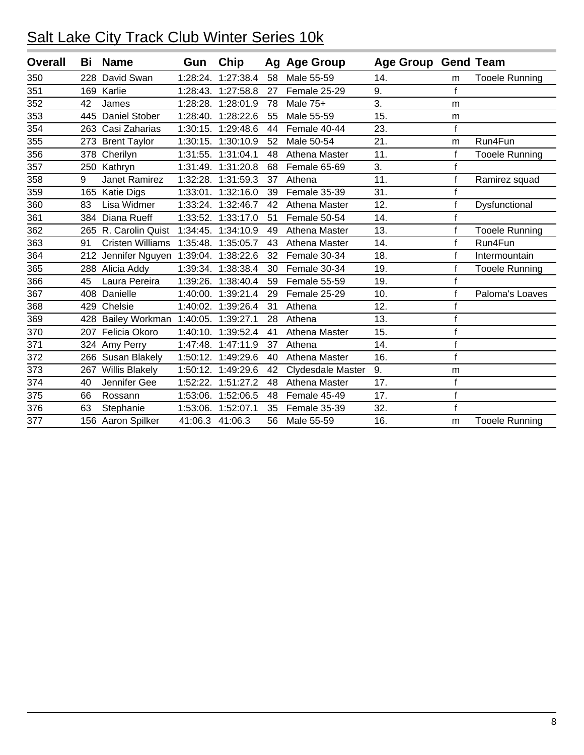# Salt Lake City Track Club Winter Series 10k

| Overall | Bi | Name | Gun | Chip | Ag | Age Group | Age Group | Gend | Team |
|---|---|---|---|---|---|---|---|---|---|
| 350 | 228 | David Swan | 1:28:24. | 1:27:38.4 | 58 | Male 55-59 | 14. | m | Tooele Running |
| 351 | 169 | Karlie | 1:28:43. | 1:27:58.8 | 27 | Female 25-29 | 9. | f | |
| 352 | 42 | James | 1:28:28. | 1:28:01.9 | 78 | Male 75+ | 3. | m | |
| 353 | 445 | Daniel Stober | 1:28:40. | 1:28:22.6 | 55 | Male 55-59 | 15. | m | |
| 354 | 263 | Casi Zaharias | 1:30:15. | 1:29:48.6 | 44 | Female 40-44 | 23. | f | |
| 355 | 273 | Brent Taylor | 1:30:15. | 1:30:10.9 | 52 | Male 50-54 | 21. | m | Run4Fun |
| 356 | 378 | Cherilyn | 1:31:55. | 1:31:04.1 | 48 | Athena Master | 11. | f | Tooele Running |
| 357 | 250 | Kathryn | 1:31:49. | 1:31:20.8 | 68 | Female 65-69 | 3. | f | |
| 358 | 9 | Janet Ramirez | 1:32:28. | 1:31:59.3 | 37 | Athena | 11. | f | Ramirez squad |
| 359 | 165 | Katie Digs | 1:33:01. | 1:32:16.0 | 39 | Female 35-39 | 31. | f | |
| 360 | 83 | Lisa Widmer | 1:33:24. | 1:32:46.7 | 42 | Athena Master | 12. | f | Dysfunctional |
| 361 | 384 | Diana Rueff | 1:33:52. | 1:33:17.0 | 51 | Female 50-54 | 14. | f | |
| 362 | 265 | R. Carolin Quist | 1:34:45. | 1:34:10.9 | 49 | Athena Master | 13. | f | Tooele Running |
| 363 | 91 | Cristen Williams | 1:35:48. | 1:35:05.7 | 43 | Athena Master | 14. | f | Run4Fun |
| 364 | 212 | Jennifer Nguyen | 1:39:04. | 1:38:22.6 | 32 | Female 30-34 | 18. | f | Intermountain |
| 365 | 288 | Alicia Addy | 1:39:34. | 1:38:38.4 | 30 | Female 30-34 | 19. | f | Tooele Running |
| 366 | 45 | Laura Pereira | 1:39:26. | 1:38:40.4 | 59 | Female 55-59 | 19. | f | |
| 367 | 408 | Danielle | 1:40:00. | 1:39:21.4 | 29 | Female 25-29 | 10. | f | Paloma's Loaves |
| 368 | 429 | Chelsie | 1:40:02. | 1:39:26.4 | 31 | Athena | 12. | f | |
| 369 | 428 | Bailey Workman | 1:40:05. | 1:39:27.1 | 28 | Athena | 13. | f | |
| 370 | 207 | Felicia Okoro | 1:40:10. | 1:39:52.4 | 41 | Athena Master | 15. | f | |
| 371 | 324 | Amy Perry | 1:47:48. | 1:47:11.9 | 37 | Athena | 14. | f | |
| 372 | 266 | Susan Blakely | 1:50:12. | 1:49:29.6 | 40 | Athena Master | 16. | f | |
| 373 | 267 | Willis Blakely | 1:50:12. | 1:49:29.6 | 42 | Clydesdale Master | 9. | m | |
| 374 | 40 | Jennifer Gee | 1:52:22. | 1:51:27.2 | 48 | Athena Master | 17. | f | |
| 375 | 66 | Rossann | 1:53:06. | 1:52:06.5 | 48 | Female 45-49 | 17. | f | |
| 376 | 63 | Stephanie | 1:53:06. | 1:52:07.1 | 35 | Female 35-39 | 32. | f | |
| 377 | 156 | Aaron Spilker | 41:06.3 | 41:06.3 | 56 | Male 55-59 | 16. | m | Tooele Running |